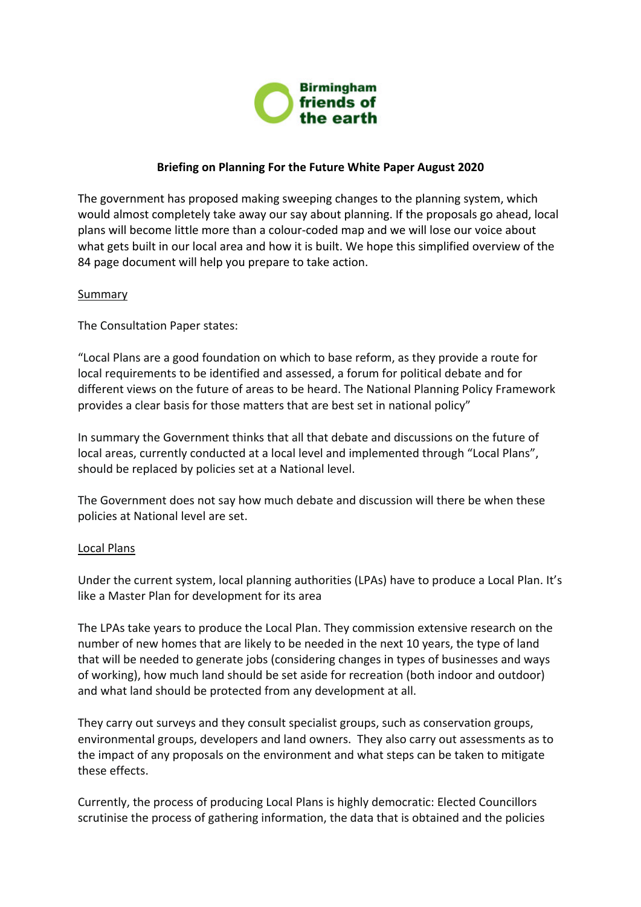Birmingham friends of the earth

**Briefing on Planning For the Future White Paper August 2020**

The government has proposed making sweeping changes to the planning system, which would almost completely take away our say about planning. If the proposals go ahead, local plans will become little more than a colour-coded map and we will lose our voice about what gets built in our local area and how it is built. We hope this simplified overview of the 84 page document will help you prepare to take action.

Summary

The Consultation Paper states:

"Local Plans are a good foundation on which to base reform, as they provide a route for local requirements to be identified and assessed, a forum for political debate and for different views on the future of areas to be heard. The National Planning Policy Framework provides a clear basis for those matters that are best set in national policy"

In summary the Government thinks that all that debate and discussions on the future of local areas, currently conducted at a local level and implemented through "Local Plans", should be replaced by policies set at a National level.

The Government does not say how much debate and discussion will there be when these policies at National level are set.

Local Plans

Under the current system, local planning authorities (LPAs) have to produce a Local Plan. It's like a Master Plan for development for its area

The LPAs take years to produce the Local Plan. They commission extensive research on the number of new homes that are likely to be needed in the next 10 years, the type of land that will be needed to generate jobs (considering changes in types of businesses and ways of working), how much land should be set aside for recreation (both indoor and outdoor) and what land should be protected from any development at all.

They carry out surveys and they consult specialist groups, such as conservation groups, environmental groups, developers and land owners. They also carry out assessments as to the impact of any proposals on the environment and what steps can be taken to mitigate these effects.

Currently, the process of producing Local Plans is highly democratic: Elected Councillors scrutinise the process of gathering information, the data that is obtained and the policies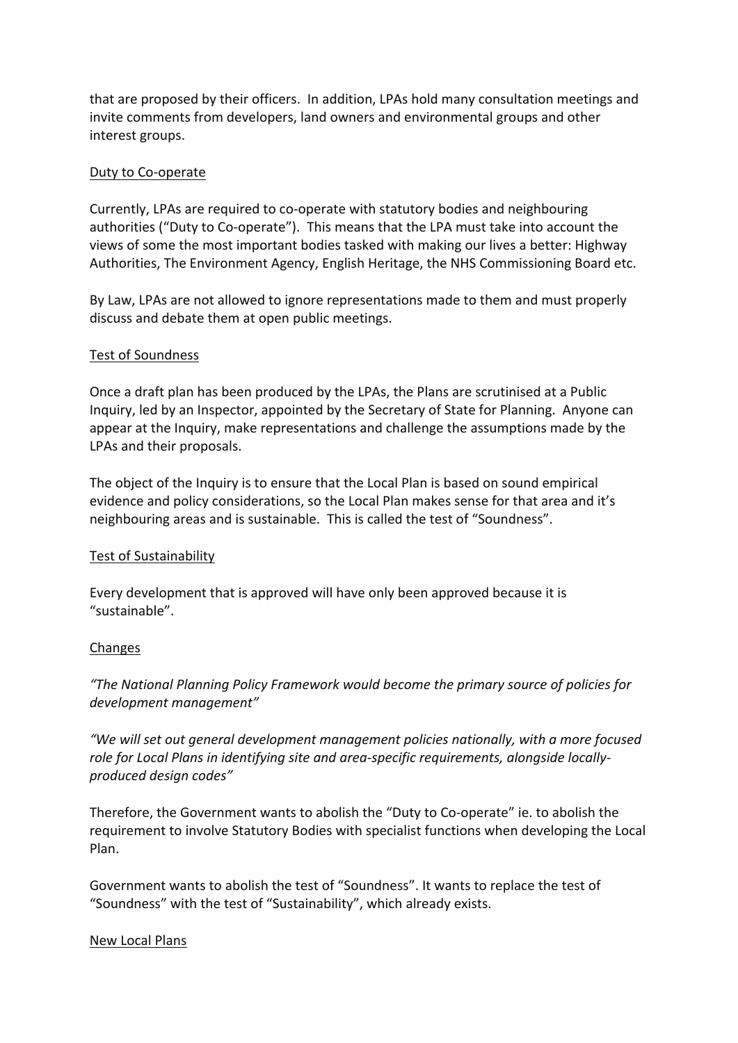that are proposed by their officers. In addition, LPAs hold many consultation meetings and invite comments from developers, land owners and environmental groups and other interest groups.

## Duty to Co-operate

Currently, LPAs are required to co-operate with statutory bodies and neighbouring authorities ("Duty to Co-operate"). This means that the LPA must take into account the views of some the most important bodies tasked with making our lives a better: Highway Authorities, The Environment Agency, English Heritage, the NHS Commissioning Board etc.

By Law, LPAs are not allowed to ignore representations made to them and must properly discuss and debate them at open public meetings.

## Test of Soundness

Once a draft plan has been produced by the LPAs, the Plans are scrutinised at a Public Inquiry, led by an Inspector, appointed by the Secretary of State for Planning. Anyone can appear at the Inquiry, make representations and challenge the assumptions made by the LPAs and their proposals.

The object of the Inquiry is to ensure that the Local Plan is based on sound empirical evidence and policy considerations, so the Local Plan makes sense for that area and it's neighbouring areas and is sustainable. This is called the test of "Soundness".

## Test of Sustainability

Every development that is approved will have only been approved because it is "sustainable".

## Changes

*"The National Planning Policy Framework would become the primary source of policies for development management"*

*"We will set out general development management policies nationally, with a more focused role for Local Plans in identifying site and area-specific requirements, alongside locally-produced design codes"*

Therefore, the Government wants to abolish the "Duty to Co-operate" ie. to abolish the requirement to involve Statutory Bodies with specialist functions when developing the Local Plan.

Government wants to abolish the test of "Soundness". It wants to replace the test of "Soundness" with the test of "Sustainability", which already exists.

## New Local Plans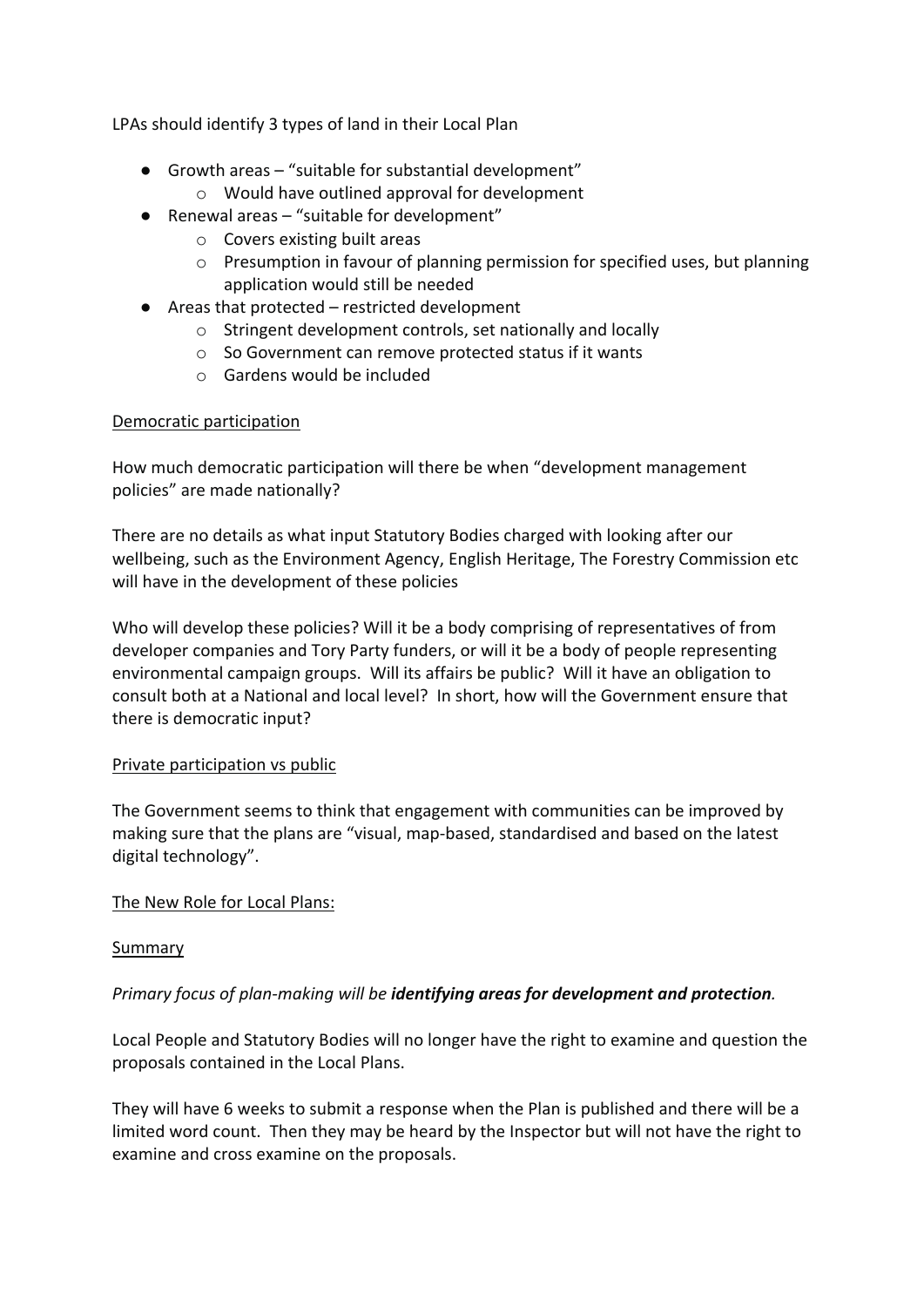LPAs should identify 3 types of land in their Local Plan

- Growth areas – "suitable for substantial development"
  - Would have outlined approval for development
- Renewal areas – "suitable for development"
  - Covers existing built areas
  - Presumption in favour of planning permission for specified uses, but planning application would still be needed
- Areas that protected – restricted development
  - Stringent development controls, set nationally and locally
  - So Government can remove protected status if it wants
  - Gardens would be included

<u>Democratic participation</u>

How much democratic participation will there be when "development management policies" are made nationally?

There are no details as what input Statutory Bodies charged with looking after our wellbeing, such as the Environment Agency, English Heritage, The Forestry Commission etc will have in the development of these policies

Who will develop these policies? Will it be a body comprising of representatives of from developer companies and Tory Party funders, or will it be a body of people representing environmental campaign groups. Will its affairs be public? Will it have an obligation to consult both at a National and local level? In short, how will the Government ensure that there is democratic input?

<u>Private participation vs public</u>

The Government seems to think that engagement with communities can be improved by making sure that the plans are "visual, map-based, standardised and based on the latest digital technology".

<u>The New Role for Local Plans:</u>

<u>Summary</u>

*Primary focus of plan-making will be **identifying areas for development and protection**.*

Local People and Statutory Bodies will no longer have the right to examine and question the proposals contained in the Local Plans.

They will have 6 weeks to submit a response when the Plan is published and there will be a limited word count. Then they may be heard by the Inspector but will not have the right to examine and cross examine on the proposals.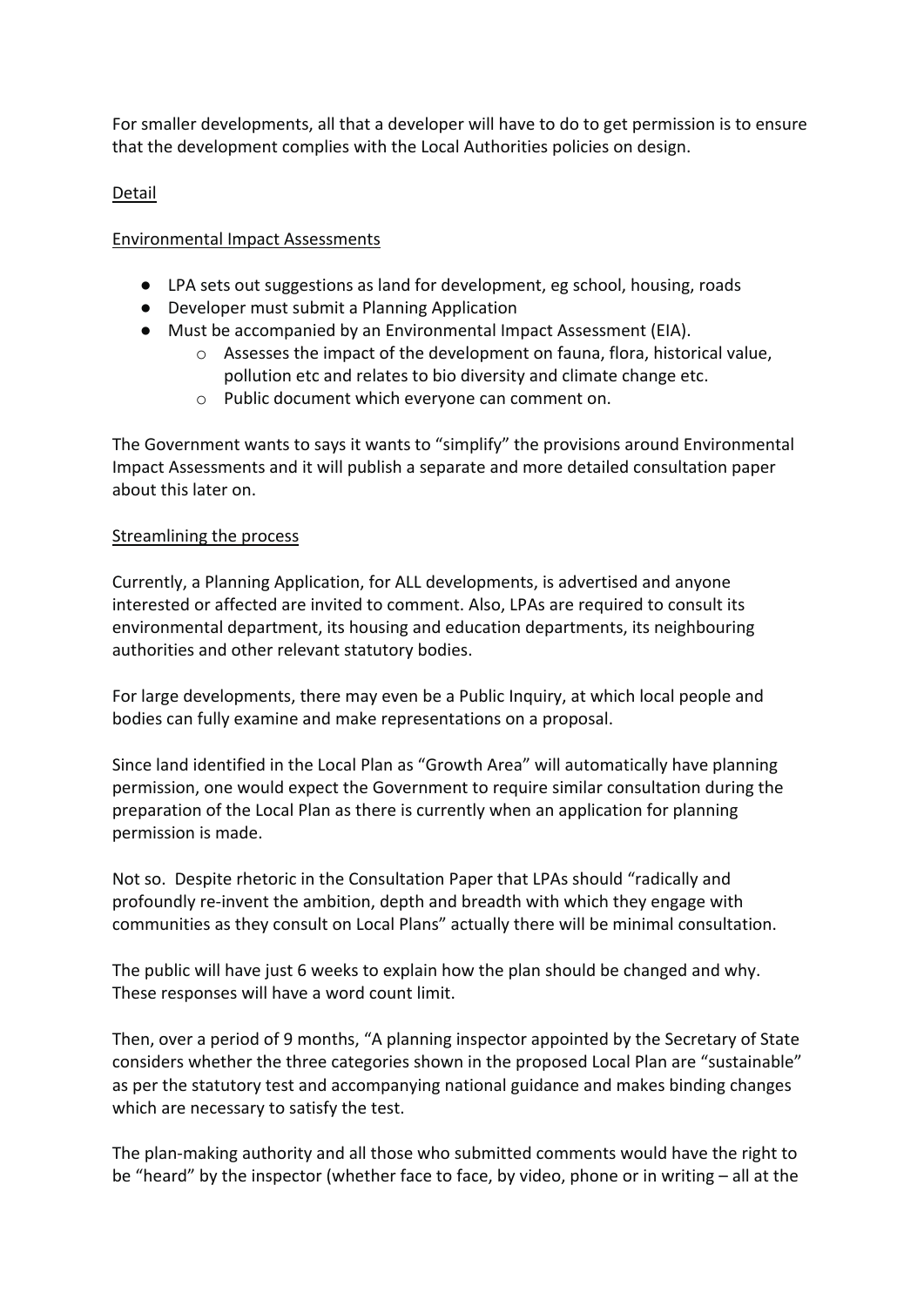For smaller developments, all that a developer will have to do to get permission is to ensure that the development complies with the Local Authorities policies on design.

<u>Detail</u>

<u>Environmental Impact Assessments</u>

- LPA sets out suggestions as land for development, eg school, housing, roads
- Developer must submit a Planning Application
- Must be accompanied by an Environmental Impact Assessment (EIA).
    - Assesses the impact of the development on fauna, flora, historical value, pollution etc and relates to bio diversity and climate change etc.
    - Public document which everyone can comment on.

The Government wants to says it wants to "simplify" the provisions around Environmental Impact Assessments and it will publish a separate and more detailed consultation paper about this later on.

<u>Streamlining the process</u>

Currently, a Planning Application, for ALL developments, is advertised and anyone interested or affected are invited to comment. Also, LPAs are required to consult its environmental department, its housing and education departments, its neighbouring authorities and other relevant statutory bodies.

For large developments, there may even be a Public Inquiry, at which local people and bodies can fully examine and make representations on a proposal.

Since land identified in the Local Plan as "Growth Area" will automatically have planning permission, one would expect the Government to require similar consultation during the preparation of the Local Plan as there is currently when an application for planning permission is made.

Not so. Despite rhetoric in the Consultation Paper that LPAs should "radically and profoundly re-invent the ambition, depth and breadth with which they engage with communities as they consult on Local Plans" actually there will be minimal consultation.

The public will have just 6 weeks to explain how the plan should be changed and why. These responses will have a word count limit.

Then, over a period of 9 months, "A planning inspector appointed by the Secretary of State considers whether the three categories shown in the proposed Local Plan are "sustainable" as per the statutory test and accompanying national guidance and makes binding changes which are necessary to satisfy the test.

The plan-making authority and all those who submitted comments would have the right to be "heard" by the inspector (whether face to face, by video, phone or in writing – all at the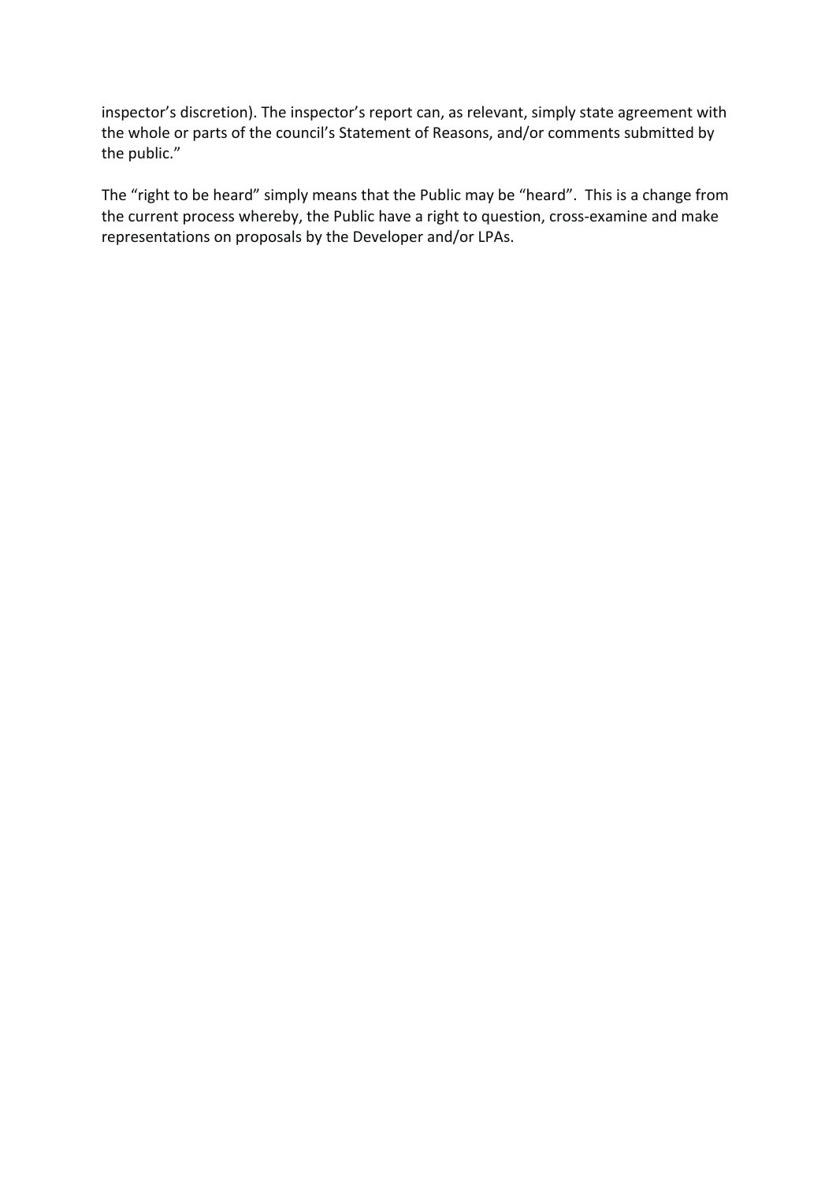inspector's discretion). The inspector's report can, as relevant, simply state agreement with the whole or parts of the council's Statement of Reasons, and/or comments submitted by the public."

The "right to be heard" simply means that the Public may be "heard". This is a change from the current process whereby, the Public have a right to question, cross-examine and make representations on proposals by the Developer and/or LPAs.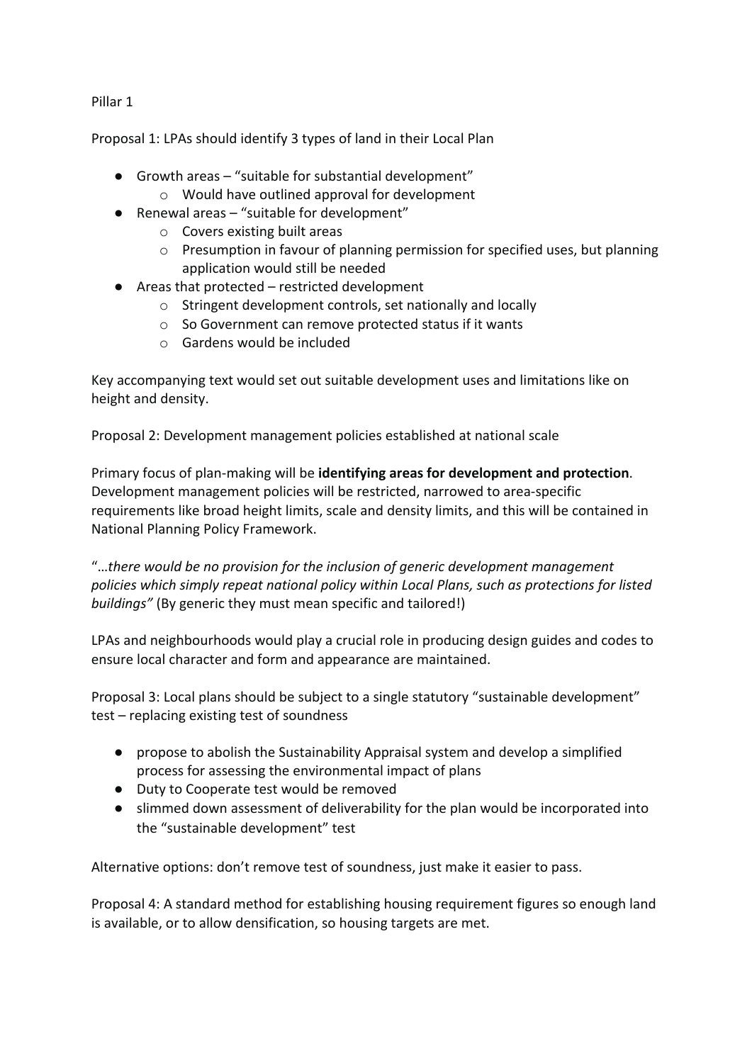Pillar 1

Proposal 1: LPAs should identify 3 types of land in their Local Plan

- Growth areas – "suitable for substantial development"
  - Would have outlined approval for development
- Renewal areas – "suitable for development"
  - Covers existing built areas
  - Presumption in favour of planning permission for specified uses, but planning application would still be needed
- Areas that protected – restricted development
  - Stringent development controls, set nationally and locally
  - So Government can remove protected status if it wants
  - Gardens would be included

Key accompanying text would set out suitable development uses and limitations like on height and density.

Proposal 2: Development management policies established at national scale

Primary focus of plan-making will be **identifying areas for development and protection**. Development management policies will be restricted, narrowed to area-specific requirements like broad height limits, scale and density limits, and this will be contained in National Planning Policy Framework.

"*…there would be no provision for the inclusion of generic development management policies which simply repeat national policy within Local Plans, such as protections for listed buildings"* (By generic they must mean specific and tailored!)

LPAs and neighbourhoods would play a crucial role in producing design guides and codes to ensure local character and form and appearance are maintained.

Proposal 3: Local plans should be subject to a single statutory "sustainable development" test – replacing existing test of soundness

- propose to abolish the Sustainability Appraisal system and develop a simplified process for assessing the environmental impact of plans
- Duty to Cooperate test would be removed
- slimmed down assessment of deliverability for the plan would be incorporated into the "sustainable development" test

Alternative options: don't remove test of soundness, just make it easier to pass.

Proposal 4: A standard method for establishing housing requirement figures so enough land is available, or to allow densification, so housing targets are met.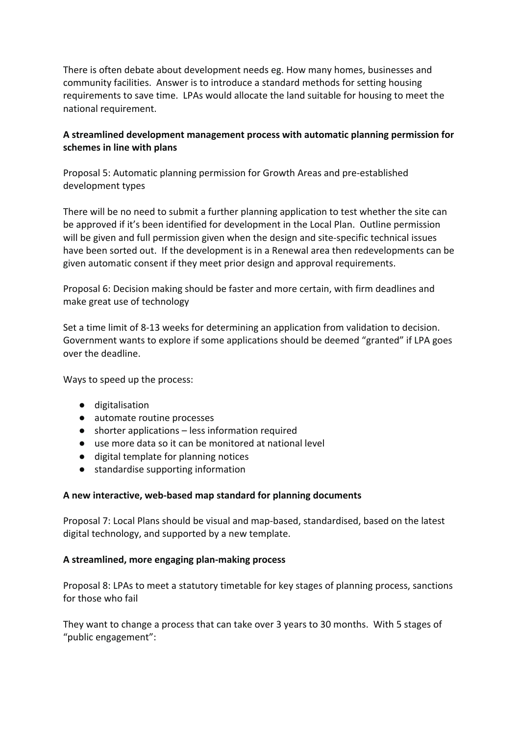There is often debate about development needs eg. How many homes, businesses and community facilities. Answer is to introduce a standard methods for setting housing requirements to save time. LPAs would allocate the land suitable for housing to meet the national requirement.

**A streamlined development management process with automatic planning permission for schemes in line with plans**

Proposal 5: Automatic planning permission for Growth Areas and pre-established development types

There will be no need to submit a further planning application to test whether the site can be approved if it's been identified for development in the Local Plan. Outline permission will be given and full permission given when the design and site-specific technical issues have been sorted out. If the development is in a Renewal area then redevelopments can be given automatic consent if they meet prior design and approval requirements.

Proposal 6: Decision making should be faster and more certain, with firm deadlines and make great use of technology

Set a time limit of 8-13 weeks for determining an application from validation to decision. Government wants to explore if some applications should be deemed "granted" if LPA goes over the deadline.

Ways to speed up the process:

- digitalisation
- automate routine processes
- shorter applications – less information required
- use more data so it can be monitored at national level
- digital template for planning notices
- standardise supporting information

**A new interactive, web-based map standard for planning documents**

Proposal 7: Local Plans should be visual and map-based, standardised, based on the latest digital technology, and supported by a new template.

**A streamlined, more engaging plan-making process**

Proposal 8: LPAs to meet a statutory timetable for key stages of planning process, sanctions for those who fail

They want to change a process that can take over 3 years to 30 months. With 5 stages of "public engagement":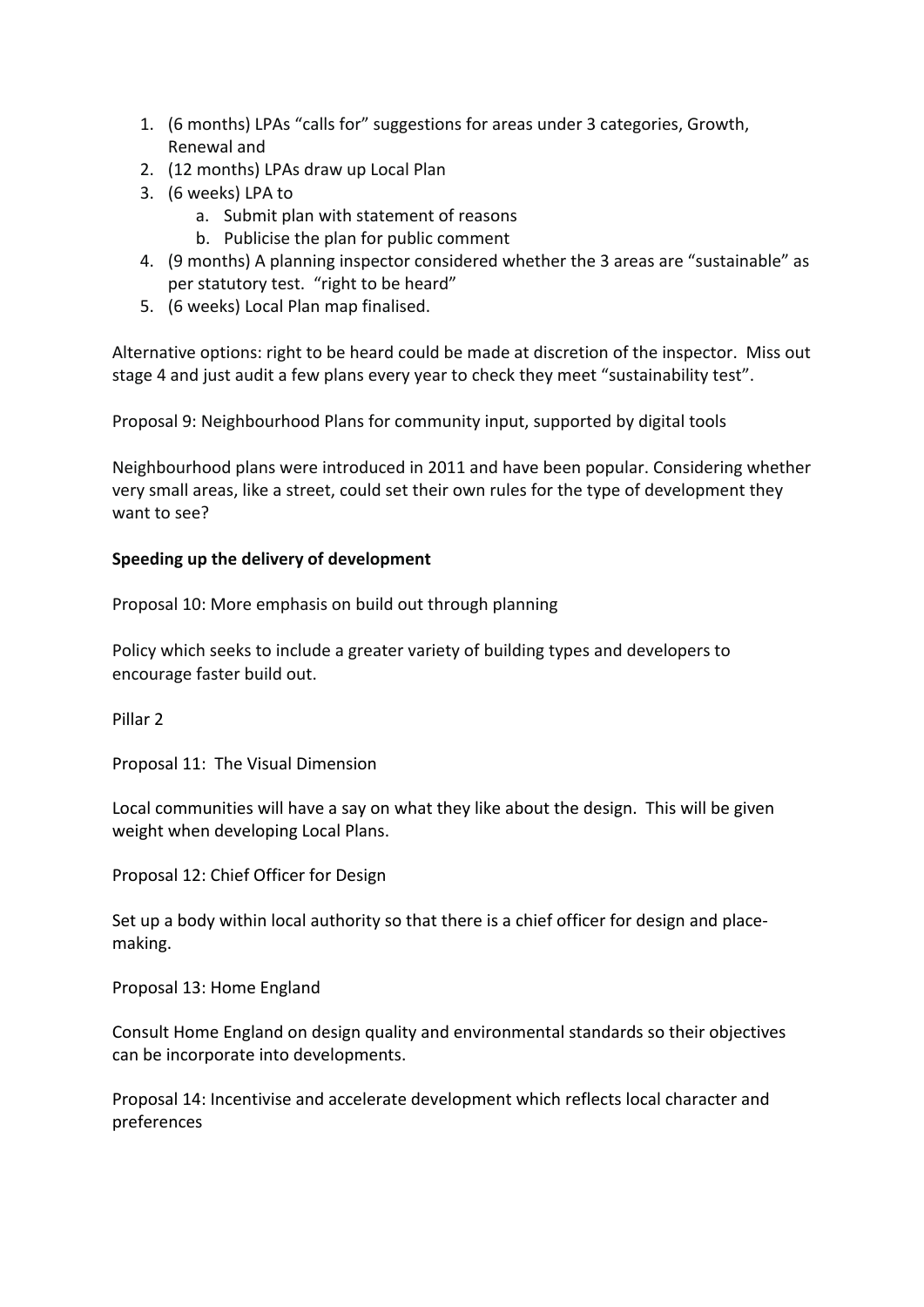1. (6 months) LPAs “calls for” suggestions for areas under 3 categories, Growth, Renewal and
2. (12 months) LPAs draw up Local Plan
3. (6 weeks) LPA to
    a. Submit plan with statement of reasons
    b. Publicise the plan for public comment
4. (9 months) A planning inspector considered whether the 3 areas are “sustainable” as per statutory test. “right to be heard”
5. (6 weeks) Local Plan map finalised.

Alternative options: right to be heard could be made at discretion of the inspector. Miss out stage 4 and just audit a few plans every year to check they meet “sustainability test”.

Proposal 9: Neighbourhood Plans for community input, supported by digital tools

Neighbourhood plans were introduced in 2011 and have been popular. Considering whether very small areas, like a street, could set their own rules for the type of development they want to see?

**Speeding up the delivery of development**

Proposal 10: More emphasis on build out through planning

Policy which seeks to include a greater variety of building types and developers to encourage faster build out.

Pillar 2

Proposal 11: The Visual Dimension

Local communities will have a say on what they like about the design. This will be given weight when developing Local Plans.

Proposal 12: Chief Officer for Design

Set up a body within local authority so that there is a chief officer for design and place-making.

Proposal 13: Home England

Consult Home England on design quality and environmental standards so their objectives can be incorporate into developments.

Proposal 14: Incentivise and accelerate development which reflects local character and preferences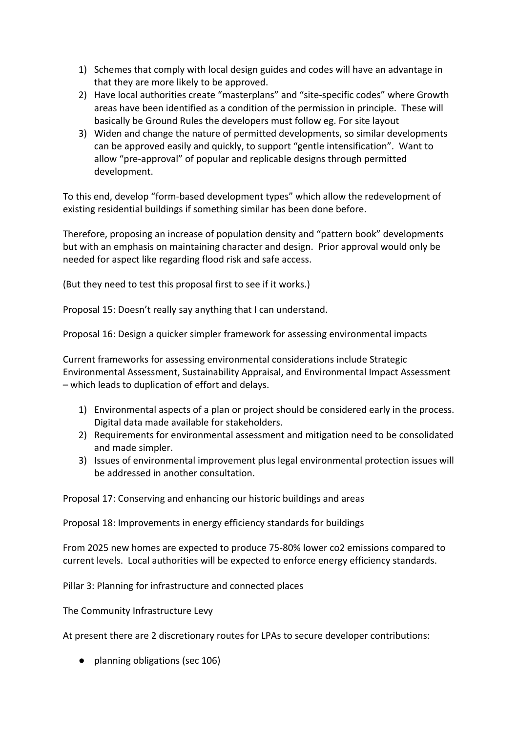1) Schemes that comply with local design guides and codes will have an advantage in that they are more likely to be approved.
2) Have local authorities create “masterplans” and “site-specific codes” where Growth areas have been identified as a condition of the permission in principle. These will basically be Ground Rules the developers must follow eg. For site layout
3) Widen and change the nature of permitted developments, so similar developments can be approved easily and quickly, to support “gentle intensification”. Want to allow “pre-approval” of popular and replicable designs through permitted development.

To this end, develop “form-based development types” which allow the redevelopment of existing residential buildings if something similar has been done before.

Therefore, proposing an increase of population density and “pattern book” developments but with an emphasis on maintaining character and design. Prior approval would only be needed for aspect like regarding flood risk and safe access.

(But they need to test this proposal first to see if it works.)

Proposal 15: Doesn’t really say anything that I can understand.

Proposal 16: Design a quicker simpler framework for assessing environmental impacts

Current frameworks for assessing environmental considerations include Strategic Environmental Assessment, Sustainability Appraisal, and Environmental Impact Assessment – which leads to duplication of effort and delays.

1) Environmental aspects of a plan or project should be considered early in the process. Digital data made available for stakeholders.
2) Requirements for environmental assessment and mitigation need to be consolidated and made simpler.
3) Issues of environmental improvement plus legal environmental protection issues will be addressed in another consultation.

Proposal 17: Conserving and enhancing our historic buildings and areas

Proposal 18: Improvements in energy efficiency standards for buildings

From 2025 new homes are expected to produce 75-80% lower co2 emissions compared to current levels. Local authorities will be expected to enforce energy efficiency standards.

Pillar 3: Planning for infrastructure and connected places

The Community Infrastructure Levy

At present there are 2 discretionary routes for LPAs to secure developer contributions:

- planning obligations (sec 106)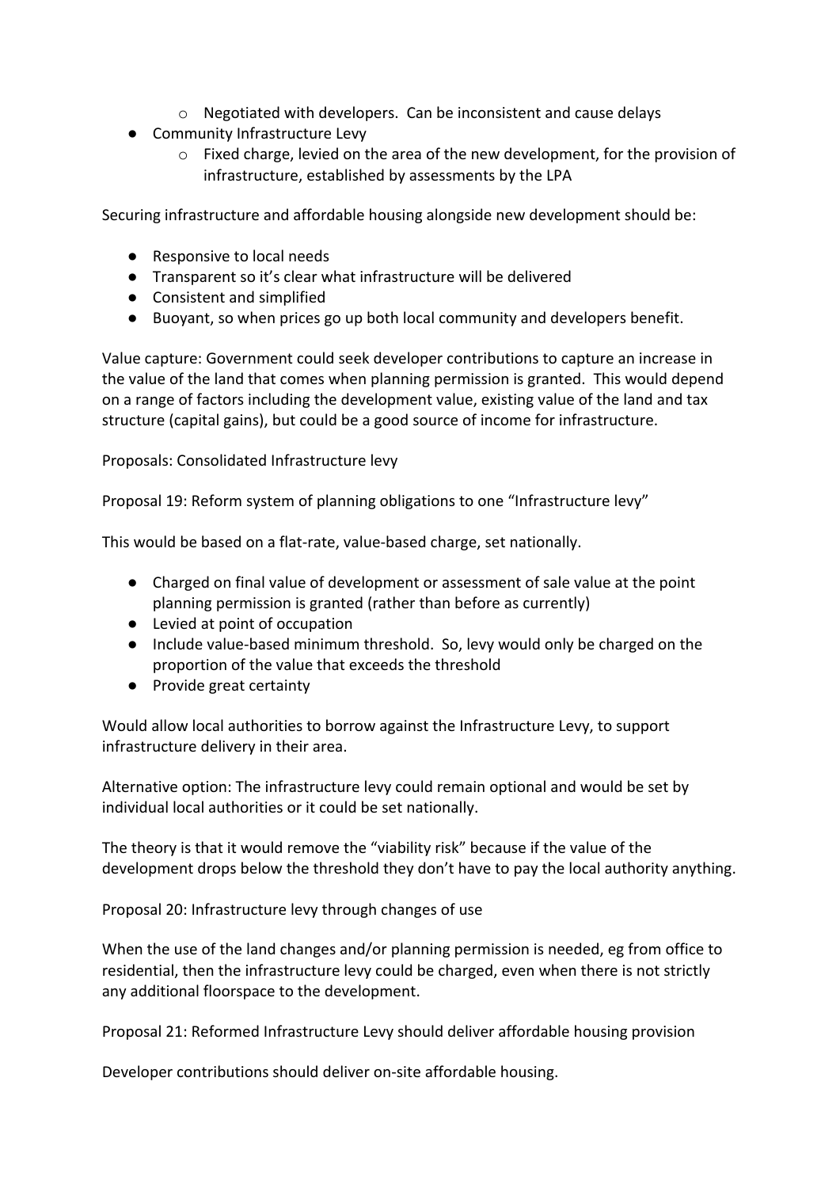- Negotiated with developers. Can be inconsistent and cause delays
- Community Infrastructure Levy
    - Fixed charge, levied on the area of the new development, for the provision of infrastructure, established by assessments by the LPA

Securing infrastructure and affordable housing alongside new development should be:

- Responsive to local needs
- Transparent so it's clear what infrastructure will be delivered
- Consistent and simplified
- Buoyant, so when prices go up both local community and developers benefit.

Value capture: Government could seek developer contributions to capture an increase in the value of the land that comes when planning permission is granted. This would depend on a range of factors including the development value, existing value of the land and tax structure (capital gains), but could be a good source of income for infrastructure.

Proposals: Consolidated Infrastructure levy

Proposal 19: Reform system of planning obligations to one "Infrastructure levy"

This would be based on a flat-rate, value-based charge, set nationally.

- Charged on final value of development or assessment of sale value at the point planning permission is granted (rather than before as currently)
- Levied at point of occupation
- Include value-based minimum threshold. So, levy would only be charged on the proportion of the value that exceeds the threshold
- Provide great certainty

Would allow local authorities to borrow against the Infrastructure Levy, to support infrastructure delivery in their area.

Alternative option: The infrastructure levy could remain optional and would be set by individual local authorities or it could be set nationally.

The theory is that it would remove the "viability risk" because if the value of the development drops below the threshold they don't have to pay the local authority anything.

Proposal 20: Infrastructure levy through changes of use

When the use of the land changes and/or planning permission is needed, eg from office to residential, then the infrastructure levy could be charged, even when there is not strictly any additional floorspace to the development.

Proposal 21: Reformed Infrastructure Levy should deliver affordable housing provision

Developer contributions should deliver on-site affordable housing.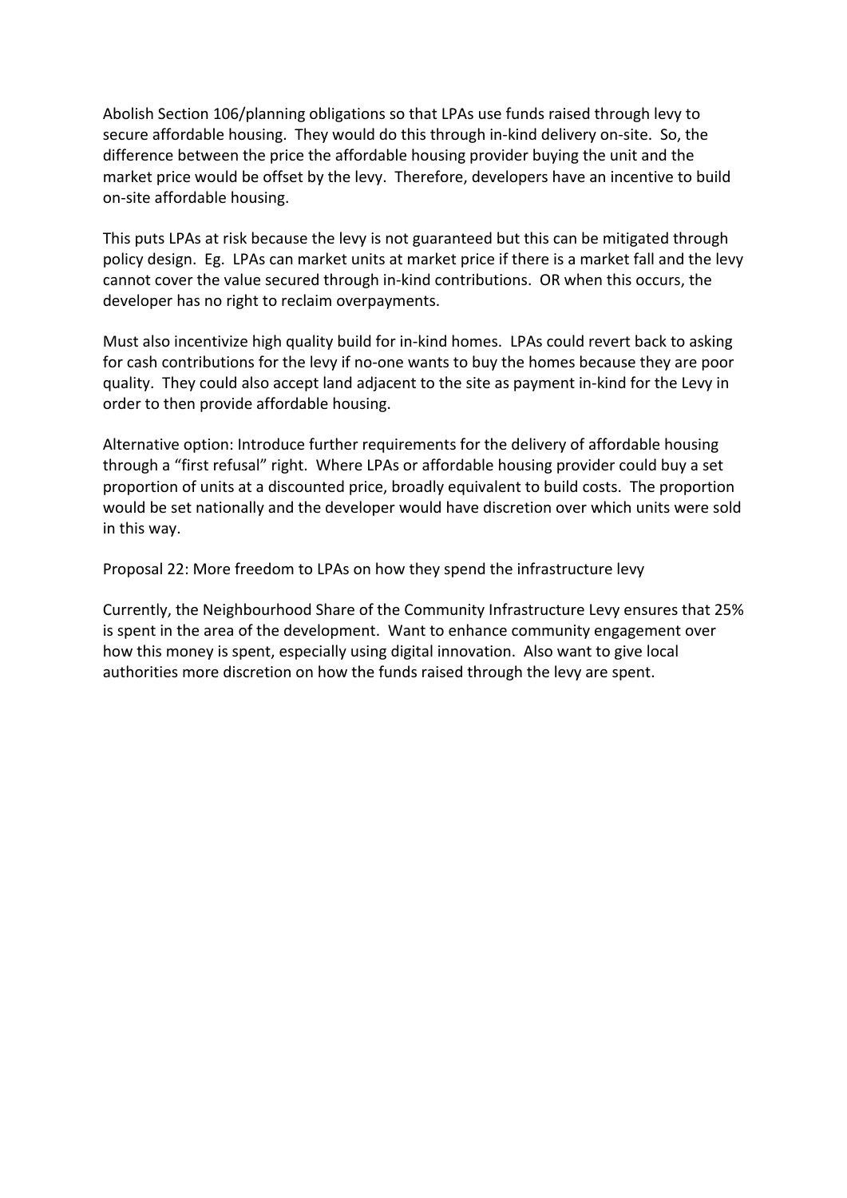Abolish Section 106/planning obligations so that LPAs use funds raised through levy to secure affordable housing. They would do this through in-kind delivery on-site. So, the difference between the price the affordable housing provider buying the unit and the market price would be offset by the levy. Therefore, developers have an incentive to build on-site affordable housing.

This puts LPAs at risk because the levy is not guaranteed but this can be mitigated through policy design. Eg. LPAs can market units at market price if there is a market fall and the levy cannot cover the value secured through in-kind contributions. OR when this occurs, the developer has no right to reclaim overpayments.

Must also incentivize high quality build for in-kind homes. LPAs could revert back to asking for cash contributions for the levy if no-one wants to buy the homes because they are poor quality. They could also accept land adjacent to the site as payment in-kind for the Levy in order to then provide affordable housing.

Alternative option: Introduce further requirements for the delivery of affordable housing through a "first refusal" right. Where LPAs or affordable housing provider could buy a set proportion of units at a discounted price, broadly equivalent to build costs. The proportion would be set nationally and the developer would have discretion over which units were sold in this way.

Proposal 22: More freedom to LPAs on how they spend the infrastructure levy

Currently, the Neighbourhood Share of the Community Infrastructure Levy ensures that 25% is spent in the area of the development. Want to enhance community engagement over how this money is spent, especially using digital innovation. Also want to give local authorities more discretion on how the funds raised through the levy are spent.